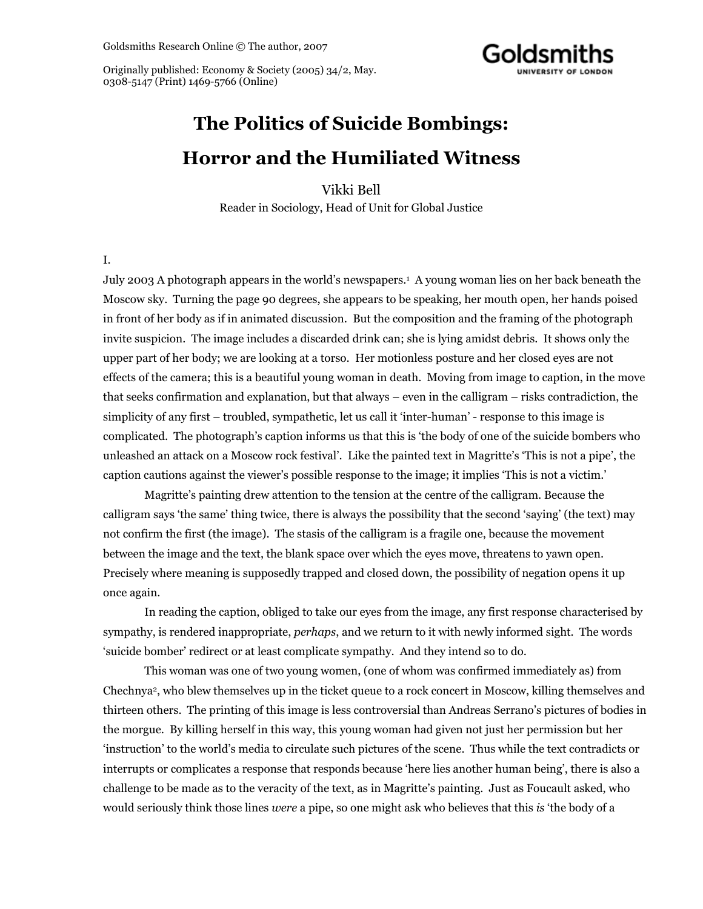Goldsmiths Research Online © The author, 2007

Originally published: Economy & Society (2005) 34/2, May.
0308-5147 (Print) 1469-5766 (Online)

# The Politics of Suicide Bombings: Horror and the Humiliated Witness

Vikki Bell

Reader in Sociology, Head of Unit for Global Justice

I.

July 2003 A photograph appears in the world's newspapers.[1] A young woman lies on her back beneath the Moscow sky. Turning the page 90 degrees, she appears to be speaking, her mouth open, her hands poised in front of her body as if in animated discussion. But the composition and the framing of the photograph invite suspicion. The image includes a discarded drink can; she is lying amidst debris. It shows only the upper part of her body; we are looking at a torso. Her motionless posture and her closed eyes are not effects of the camera; this is a beautiful young woman in death. Moving from image to caption, in the move that seeks confirmation and explanation, but that always – even in the calligram – risks contradiction, the simplicity of any first – troubled, sympathetic, let us call it 'inter-human' - response to this image is complicated. The photograph's caption informs us that this is 'the body of one of the suicide bombers who unleashed an attack on a Moscow rock festival'. Like the painted text in Magritte's 'This is not a pipe', the caption cautions against the viewer's possible response to the image; it implies 'This is not a victim.'

Magritte's painting drew attention to the tension at the centre of the calligram. Because the calligram says 'the same' thing twice, there is always the possibility that the second 'saying' (the text) may not confirm the first (the image). The stasis of the calligram is a fragile one, because the movement between the image and the text, the blank space over which the eyes move, threatens to yawn open. Precisely where meaning is supposedly trapped and closed down, the possibility of negation opens it up once again.

In reading the caption, obliged to take our eyes from the image, any first response characterised by sympathy, is rendered inappropriate, *perhaps*, and we return to it with newly informed sight. The words 'suicide bomber' redirect or at least complicate sympathy. And they intend so to do.

This woman was one of two young women, (one of whom was confirmed immediately as) from Chechnya[2], who blew themselves up in the ticket queue to a rock concert in Moscow, killing themselves and thirteen others. The printing of this image is less controversial than Andreas Serrano's pictures of bodies in the morgue. By killing herself in this way, this young woman had given not just her permission but her 'instruction' to the world's media to circulate such pictures of the scene. Thus while the text contradicts or interrupts or complicates a response that responds because 'here lies another human being', there is also a challenge to be made as to the veracity of the text, as in Magritte's painting. Just as Foucault asked, who would seriously think those lines *were* a pipe, so one might ask who believes that this *is* 'the body of a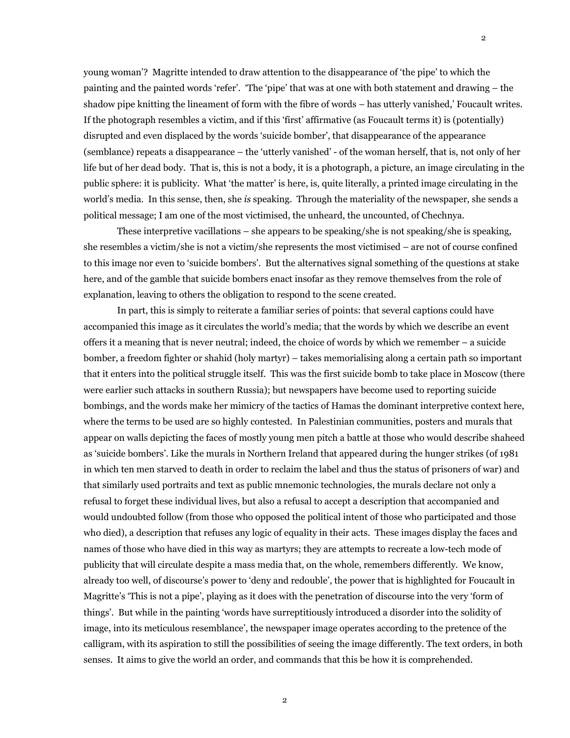young woman'? Magritte intended to draw attention to the disappearance of 'the pipe' to which the painting and the painted words 'refer'. 'The 'pipe' that was at one with both statement and drawing – the shadow pipe knitting the lineament of form with the fibre of words – has utterly vanished,' Foucault writes. If the photograph resembles a victim, and if this 'first' affirmative (as Foucault terms it) is (potentially) disrupted and even displaced by the words 'suicide bomber', that disappearance of the appearance (semblance) repeats a disappearance – the 'utterly vanished' - of the woman herself, that is, not only of her life but of her dead body. That is, this is not a body, it is a photograph, a picture, an image circulating in the public sphere: it is publicity. What 'the matter' is here, is, quite literally, a printed image circulating in the world's media. In this sense, then, she *is* speaking. Through the materiality of the newspaper, she sends a political message; I am one of the most victimised, the unheard, the uncounted, of Chechnya.

These interpretive vacillations – she appears to be speaking/she is not speaking/she is speaking, she resembles a victim/she is not a victim/she represents the most victimised – are not of course confined to this image nor even to 'suicide bombers'. But the alternatives signal something of the questions at stake here, and of the gamble that suicide bombers enact insofar as they remove themselves from the role of explanation, leaving to others the obligation to respond to the scene created.

In part, this is simply to reiterate a familiar series of points: that several captions could have accompanied this image as it circulates the world's media; that the words by which we describe an event offers it a meaning that is never neutral; indeed, the choice of words by which we remember – a suicide bomber, a freedom fighter or shahid (holy martyr) – takes memorialising along a certain path so important that it enters into the political struggle itself. This was the first suicide bomb to take place in Moscow (there were earlier such attacks in southern Russia); but newspapers have become used to reporting suicide bombings, and the words make her mimicry of the tactics of Hamas the dominant interpretive context here, where the terms to be used are so highly contested. In Palestinian communities, posters and murals that appear on walls depicting the faces of mostly young men pitch a battle at those who would describe shaheed as 'suicide bombers'. Like the murals in Northern Ireland that appeared during the hunger strikes (of 1981 in which ten men starved to death in order to reclaim the label and thus the status of prisoners of war) and that similarly used portraits and text as public mnemonic technologies, the murals declare not only a refusal to forget these individual lives, but also a refusal to accept a description that accompanied and would undoubted follow (from those who opposed the political intent of those who participated and those who died), a description that refuses any logic of equality in their acts. These images display the faces and names of those who have died in this way as martyrs; they are attempts to recreate a low-tech mode of publicity that will circulate despite a mass media that, on the whole, remembers differently. We know, already too well, of discourse's power to 'deny and redouble', the power that is highlighted for Foucault in Magritte's 'This is not a pipe', playing as it does with the penetration of discourse into the very 'form of things'. But while in the painting 'words have surreptitiously introduced a disorder into the solidity of image, into its meticulous resemblance', the newspaper image operates according to the pretence of the calligram, with its aspiration to still the possibilities of seeing the image differently. The text orders, in both senses. It aims to give the world an order, and commands that this be how it is comprehended.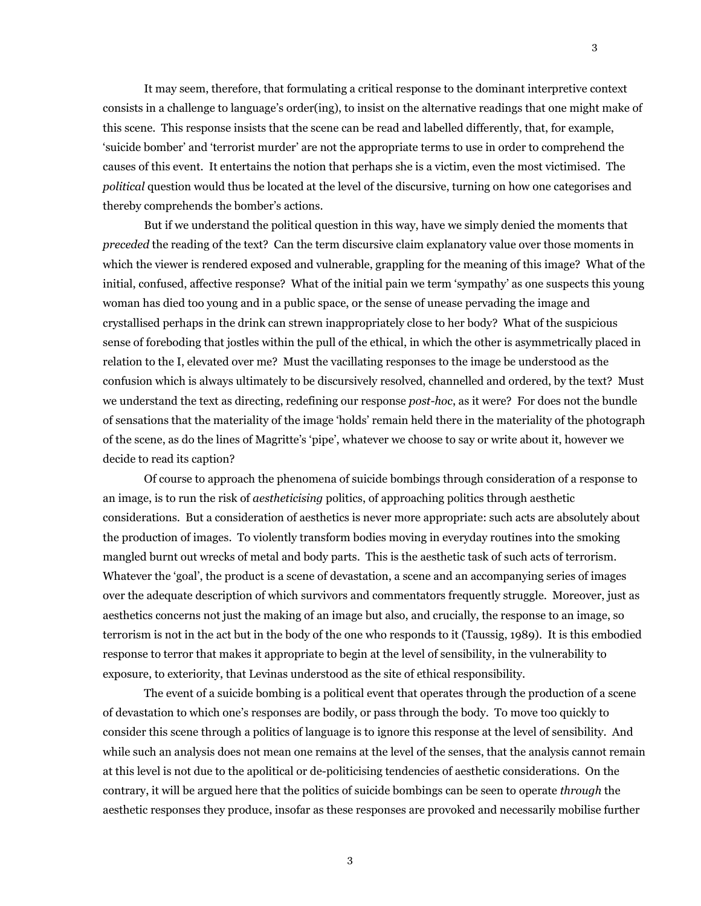It may seem, therefore, that formulating a critical response to the dominant interpretive context consists in a challenge to language's order(ing), to insist on the alternative readings that one might make of this scene. This response insists that the scene can be read and labelled differently, that, for example, 'suicide bomber' and 'terrorist murder' are not the appropriate terms to use in order to comprehend the causes of this event. It entertains the notion that perhaps she is a victim, even the most victimised. The *political* question would thus be located at the level of the discursive, turning on how one categorises and thereby comprehends the bomber's actions.

But if we understand the political question in this way, have we simply denied the moments that *preceded* the reading of the text? Can the term discursive claim explanatory value over those moments in which the viewer is rendered exposed and vulnerable, grappling for the meaning of this image? What of the initial, confused, affective response? What of the initial pain we term 'sympathy' as one suspects this young woman has died too young and in a public space, or the sense of unease pervading the image and crystallised perhaps in the drink can strewn inappropriately close to her body? What of the suspicious sense of foreboding that jostles within the pull of the ethical, in which the other is asymmetrically placed in relation to the I, elevated over me? Must the vacillating responses to the image be understood as the confusion which is always ultimately to be discursively resolved, channelled and ordered, by the text? Must we understand the text as directing, redefining our response *post-hoc*, as it were? For does not the bundle of sensations that the materiality of the image 'holds' remain held there in the materiality of the photograph of the scene, as do the lines of Magritte's 'pipe', whatever we choose to say or write about it, however we decide to read its caption?

Of course to approach the phenomena of suicide bombings through consideration of a response to an image, is to run the risk of *aestheticising* politics, of approaching politics through aesthetic considerations. But a consideration of aesthetics is never more appropriate: such acts are absolutely about the production of images. To violently transform bodies moving in everyday routines into the smoking mangled burnt out wrecks of metal and body parts. This is the aesthetic task of such acts of terrorism. Whatever the 'goal', the product is a scene of devastation, a scene and an accompanying series of images over the adequate description of which survivors and commentators frequently struggle. Moreover, just as aesthetics concerns not just the making of an image but also, and crucially, the response to an image, so terrorism is not in the act but in the body of the one who responds to it (Taussig, 1989). It is this embodied response to terror that makes it appropriate to begin at the level of sensibility, in the vulnerability to exposure, to exteriority, that Levinas understood as the site of ethical responsibility.

The event of a suicide bombing is a political event that operates through the production of a scene of devastation to which one's responses are bodily, or pass through the body. To move too quickly to consider this scene through a politics of language is to ignore this response at the level of sensibility. And while such an analysis does not mean one remains at the level of the senses, that the analysis cannot remain at this level is not due to the apolitical or de-politicising tendencies of aesthetic considerations. On the contrary, it will be argued here that the politics of suicide bombings can be seen to operate *through* the aesthetic responses they produce, insofar as these responses are provoked and necessarily mobilise further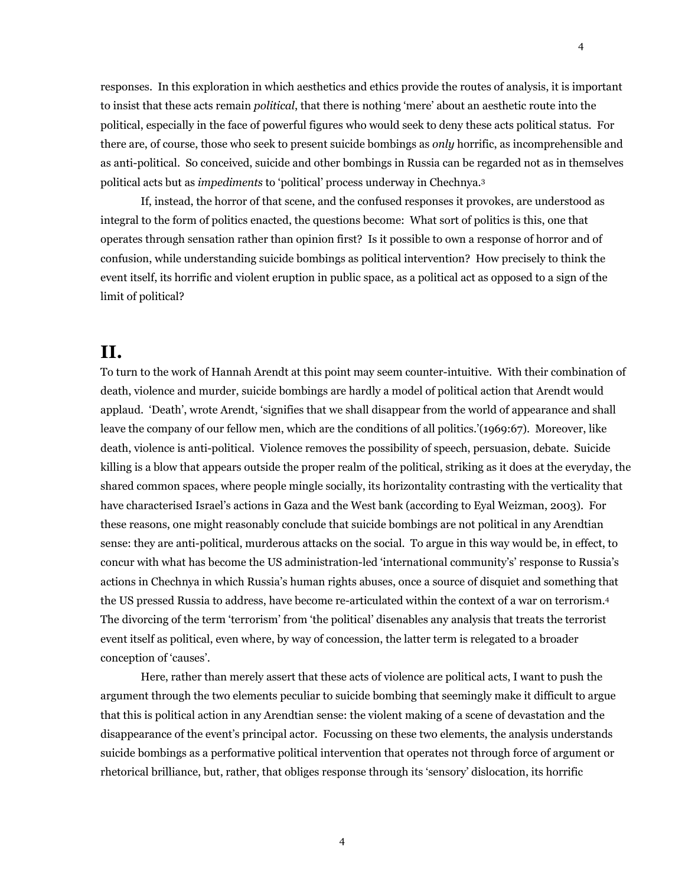responses. In this exploration in which aesthetics and ethics provide the routes of analysis, it is important to insist that these acts remain *political*, that there is nothing 'mere' about an aesthetic route into the political, especially in the face of powerful figures who would seek to deny these acts political status. For there are, of course, those who seek to present suicide bombings as *only* horrific, as incomprehensible and as anti-political. So conceived, suicide and other bombings in Russia can be regarded not as in themselves political acts but as *impediments* to 'political' process underway in Chechnya.[3]

If, instead, the horror of that scene, and the confused responses it provokes, are understood as integral to the form of politics enacted, the questions become: What sort of politics is this, one that operates through sensation rather than opinion first? Is it possible to own a response of horror and of confusion, while understanding suicide bombings as political intervention? How precisely to think the event itself, its horrific and violent eruption in public space, as a political act as opposed to a sign of the limit of political?

## II.

To turn to the work of Hannah Arendt at this point may seem counter-intuitive. With their combination of death, violence and murder, suicide bombings are hardly a model of political action that Arendt would applaud. 'Death', wrote Arendt, 'signifies that we shall disappear from the world of appearance and shall leave the company of our fellow men, which are the conditions of all politics.'(1969:67). Moreover, like death, violence is anti-political. Violence removes the possibility of speech, persuasion, debate. Suicide killing is a blow that appears outside the proper realm of the political, striking as it does at the everyday, the shared common spaces, where people mingle socially, its horizontality contrasting with the verticality that have characterised Israel's actions in Gaza and the West bank (according to Eyal Weizman, 2003). For these reasons, one might reasonably conclude that suicide bombings are not political in any Arendtian sense: they are anti-political, murderous attacks on the social. To argue in this way would be, in effect, to concur with what has become the US administration-led 'international community's' response to Russia's actions in Chechnya in which Russia's human rights abuses, once a source of disquiet and something that the US pressed Russia to address, have become re-articulated within the context of a war on terrorism.[4] The divorcing of the term 'terrorism' from 'the political' disenables any analysis that treats the terrorist event itself as political, even where, by way of concession, the latter term is relegated to a broader conception of 'causes'.

Here, rather than merely assert that these acts of violence are political acts, I want to push the argument through the two elements peculiar to suicide bombing that seemingly make it difficult to argue that this is political action in any Arendtian sense: the violent making of a scene of devastation and the disappearance of the event's principal actor. Focussing on these two elements, the analysis understands suicide bombings as a performative political intervention that operates not through force of argument or rhetorical brilliance, but, rather, that obliges response through its 'sensory' dislocation, its horrific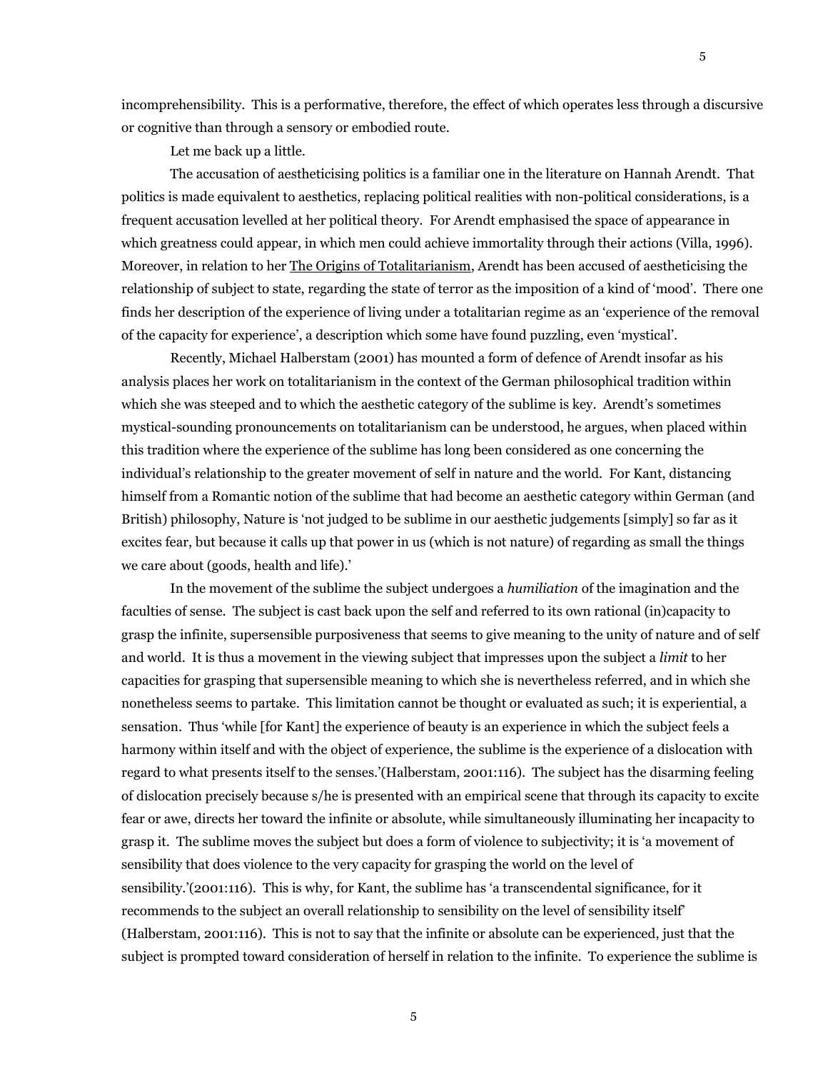incomprehensibility. This is a performative, therefore, the effect of which operates less through a discursive or cognitive than through a sensory or embodied route.

Let me back up a little.

The accusation of aestheticising politics is a familiar one in the literature on Hannah Arendt. That politics is made equivalent to aesthetics, replacing political realities with non-political considerations, is a frequent accusation levelled at her political theory. For Arendt emphasised the space of appearance in which greatness could appear, in which men could achieve immortality through their actions (Villa, 1996). Moreover, in relation to her The Origins of Totalitarianism, Arendt has been accused of aestheticising the relationship of subject to state, regarding the state of terror as the imposition of a kind of 'mood'. There one finds her description of the experience of living under a totalitarian regime as an 'experience of the removal of the capacity for experience', a description which some have found puzzling, even 'mystical'.

Recently, Michael Halberstam (2001) has mounted a form of defence of Arendt insofar as his analysis places her work on totalitarianism in the context of the German philosophical tradition within which she was steeped and to which the aesthetic category of the sublime is key. Arendt's sometimes mystical-sounding pronouncements on totalitarianism can be understood, he argues, when placed within this tradition where the experience of the sublime has long been considered as one concerning the individual's relationship to the greater movement of self in nature and the world. For Kant, distancing himself from a Romantic notion of the sublime that had become an aesthetic category within German (and British) philosophy, Nature is 'not judged to be sublime in our aesthetic judgements [simply] so far as it excites fear, but because it calls up that power in us (which is not nature) of regarding as small the things we care about (goods, health and life).'

In the movement of the sublime the subject undergoes a *humiliation* of the imagination and the faculties of sense. The subject is cast back upon the self and referred to its own rational (in)capacity to grasp the infinite, supersensible purposiveness that seems to give meaning to the unity of nature and of self and world. It is thus a movement in the viewing subject that impresses upon the subject a *limit* to her capacities for grasping that supersensible meaning to which she is nevertheless referred, and in which she nonetheless seems to partake. This limitation cannot be thought or evaluated as such; it is experiential, a sensation. Thus 'while [for Kant] the experience of beauty is an experience in which the subject feels a harmony within itself and with the object of experience, the sublime is the experience of a dislocation with regard to what presents itself to the senses.'(Halberstam, 2001:116). The subject has the disarming feeling of dislocation precisely because s/he is presented with an empirical scene that through its capacity to excite fear or awe, directs her toward the infinite or absolute, while simultaneously illuminating her incapacity to grasp it. The sublime moves the subject but does a form of violence to subjectivity; it is 'a movement of sensibility that does violence to the very capacity for grasping the world on the level of sensibility.'(2001:116). This is why, for Kant, the sublime has 'a transcendental significance, for it recommends to the subject an overall relationship to sensibility on the level of sensibility itself' (Halberstam, 2001:116). This is not to say that the infinite or absolute can be experienced, just that the subject is prompted toward consideration of herself in relation to the infinite. To experience the sublime is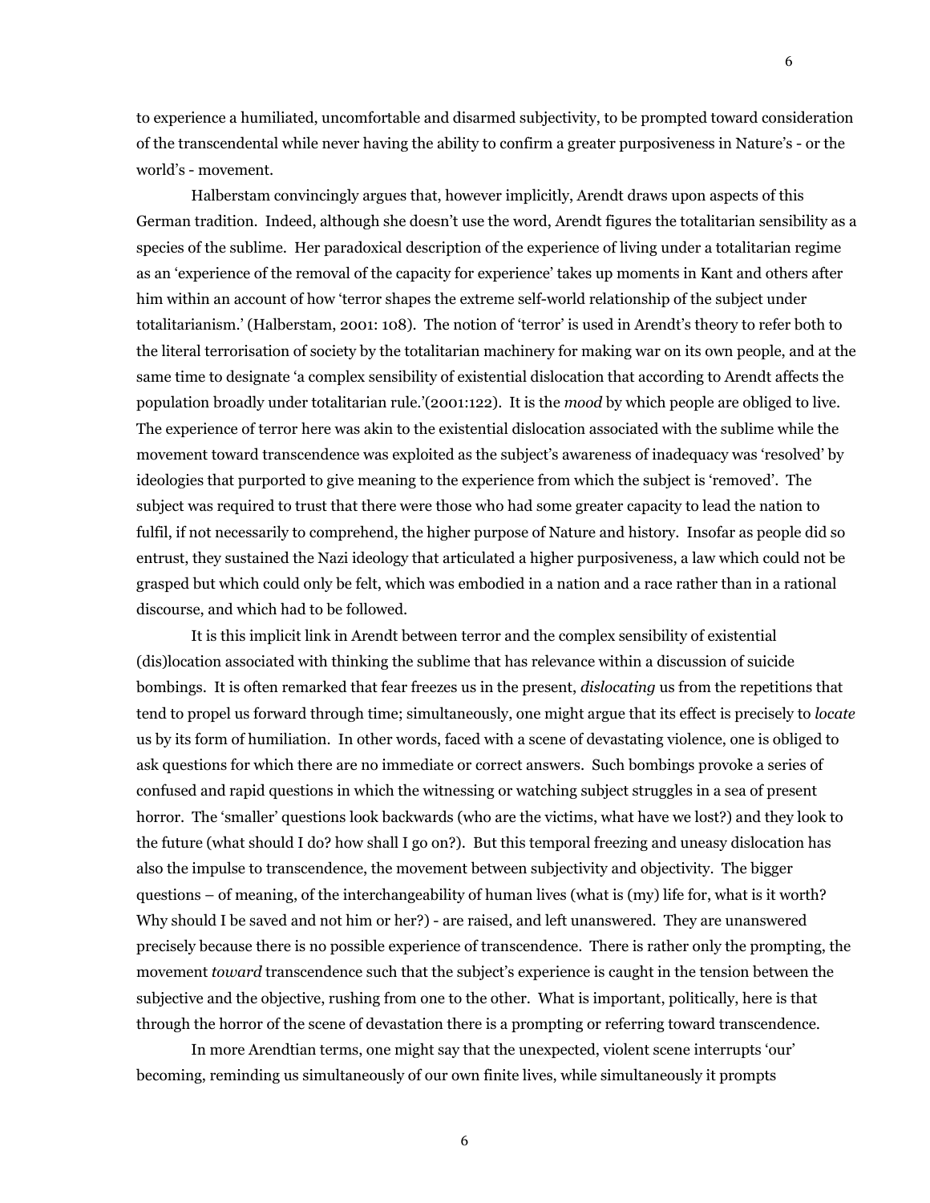to experience a humiliated, uncomfortable and disarmed subjectivity, to be prompted toward consideration of the transcendental while never having the ability to confirm a greater purposiveness in Nature's - or the world's - movement.

Halberstam convincingly argues that, however implicitly, Arendt draws upon aspects of this German tradition. Indeed, although she doesn't use the word, Arendt figures the totalitarian sensibility as a species of the sublime. Her paradoxical description of the experience of living under a totalitarian regime as an 'experience of the removal of the capacity for experience' takes up moments in Kant and others after him within an account of how 'terror shapes the extreme self-world relationship of the subject under totalitarianism.' (Halberstam, 2001: 108). The notion of 'terror' is used in Arendt's theory to refer both to the literal terrorisation of society by the totalitarian machinery for making war on its own people, and at the same time to designate 'a complex sensibility of existential dislocation that according to Arendt affects the population broadly under totalitarian rule.'(2001:122). It is the *mood* by which people are obliged to live. The experience of terror here was akin to the existential dislocation associated with the sublime while the movement toward transcendence was exploited as the subject's awareness of inadequacy was 'resolved' by ideologies that purported to give meaning to the experience from which the subject is 'removed'. The subject was required to trust that there were those who had some greater capacity to lead the nation to fulfil, if not necessarily to comprehend, the higher purpose of Nature and history. Insofar as people did so entrust, they sustained the Nazi ideology that articulated a higher purposiveness, a law which could not be grasped but which could only be felt, which was embodied in a nation and a race rather than in a rational discourse, and which had to be followed.

It is this implicit link in Arendt between terror and the complex sensibility of existential (dis)location associated with thinking the sublime that has relevance within a discussion of suicide bombings. It is often remarked that fear freezes us in the present, *dislocating* us from the repetitions that tend to propel us forward through time; simultaneously, one might argue that its effect is precisely to *locate* us by its form of humiliation. In other words, faced with a scene of devastating violence, one is obliged to ask questions for which there are no immediate or correct answers. Such bombings provoke a series of confused and rapid questions in which the witnessing or watching subject struggles in a sea of present horror. The 'smaller' questions look backwards (who are the victims, what have we lost?) and they look to the future (what should I do? how shall I go on?). But this temporal freezing and uneasy dislocation has also the impulse to transcendence, the movement between subjectivity and objectivity. The bigger questions – of meaning, of the interchangeability of human lives (what is (my) life for, what is it worth? Why should I be saved and not him or her?) - are raised, and left unanswered. They are unanswered precisely because there is no possible experience of transcendence. There is rather only the prompting, the movement *toward* transcendence such that the subject's experience is caught in the tension between the subjective and the objective, rushing from one to the other. What is important, politically, here is that through the horror of the scene of devastation there is a prompting or referring toward transcendence.

In more Arendtian terms, one might say that the unexpected, violent scene interrupts 'our' becoming, reminding us simultaneously of our own finite lives, while simultaneously it prompts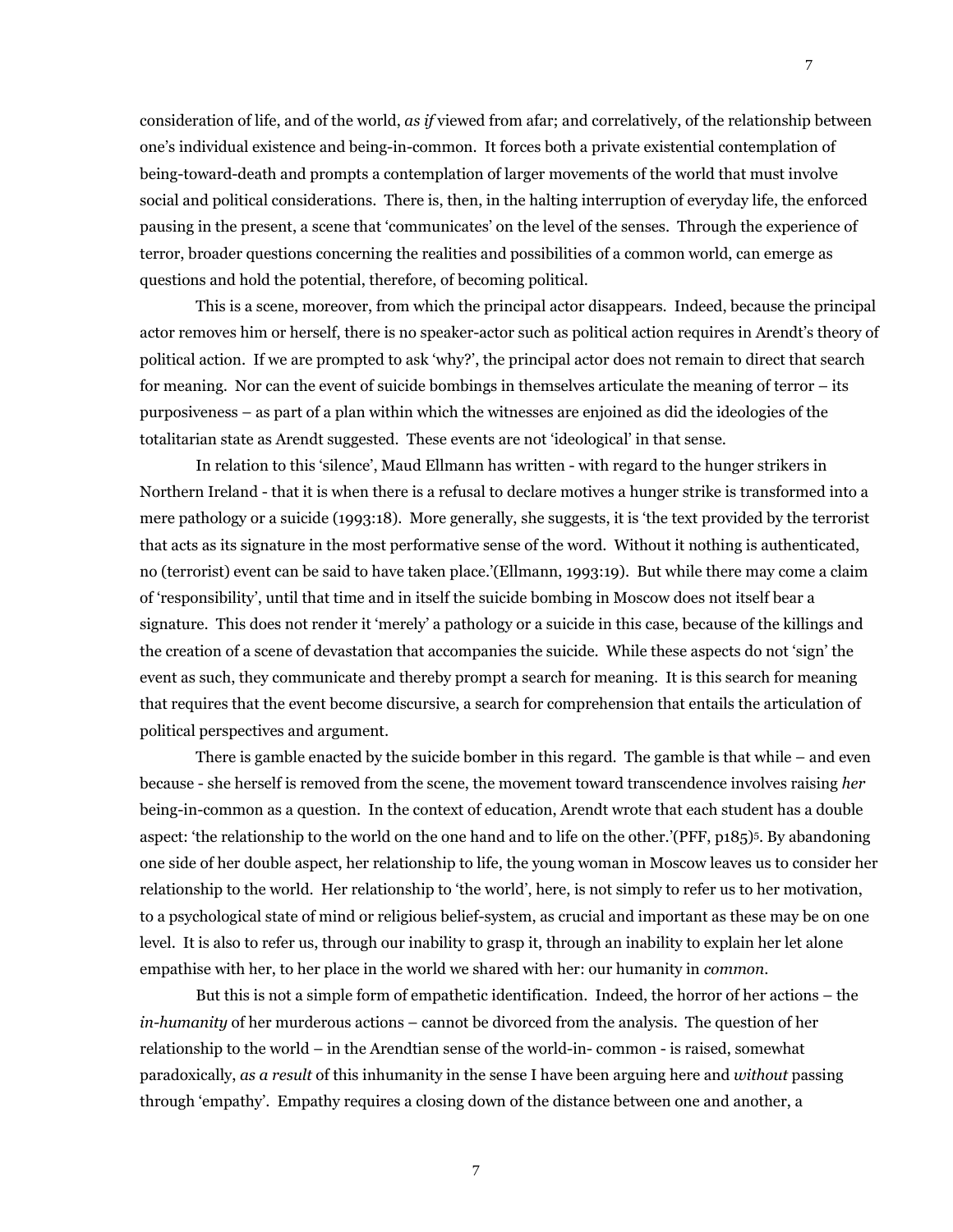consideration of life, and of the world, *as if* viewed from afar; and correlatively, of the relationship between one's individual existence and being-in-common. It forces both a private existential contemplation of being-toward-death and prompts a contemplation of larger movements of the world that must involve social and political considerations. There is, then, in the halting interruption of everyday life, the enforced pausing in the present, a scene that 'communicates' on the level of the senses. Through the experience of terror, broader questions concerning the realities and possibilities of a common world, can emerge as questions and hold the potential, therefore, of becoming political.

This is a scene, moreover, from which the principal actor disappears. Indeed, because the principal actor removes him or herself, there is no speaker-actor such as political action requires in Arendt's theory of political action. If we are prompted to ask 'why?', the principal actor does not remain to direct that search for meaning. Nor can the event of suicide bombings in themselves articulate the meaning of terror – its purposiveness – as part of a plan within which the witnesses are enjoined as did the ideologies of the totalitarian state as Arendt suggested. These events are not 'ideological' in that sense.

In relation to this 'silence', Maud Ellmann has written - with regard to the hunger strikers in Northern Ireland - that it is when there is a refusal to declare motives a hunger strike is transformed into a mere pathology or a suicide (1993:18). More generally, she suggests, it is 'the text provided by the terrorist that acts as its signature in the most performative sense of the word. Without it nothing is authenticated, no (terrorist) event can be said to have taken place.'(Ellmann, 1993:19). But while there may come a claim of 'responsibility', until that time and in itself the suicide bombing in Moscow does not itself bear a signature. This does not render it 'merely' a pathology or a suicide in this case, because of the killings and the creation of a scene of devastation that accompanies the suicide. While these aspects do not 'sign' the event as such, they communicate and thereby prompt a search for meaning. It is this search for meaning that requires that the event become discursive, a search for comprehension that entails the articulation of political perspectives and argument.

There is gamble enacted by the suicide bomber in this regard. The gamble is that while – and even because - she herself is removed from the scene, the movement toward transcendence involves raising *her* being-in-common as a question. In the context of education, Arendt wrote that each student has a double aspect: 'the relationship to the world on the one hand and to life on the other.'(PFF, p185)[5]. By abandoning one side of her double aspect, her relationship to life, the young woman in Moscow leaves us to consider her relationship to the world. Her relationship to 'the world', here, is not simply to refer us to her motivation, to a psychological state of mind or religious belief-system, as crucial and important as these may be on one level. It is also to refer us, through our inability to grasp it, through an inability to explain her let alone empathise with her, to her place in the world we shared with her: our humanity in *common*.

But this is not a simple form of empathetic identification. Indeed, the horror of her actions – the *in-humanity* of her murderous actions – cannot be divorced from the analysis. The question of her relationship to the world – in the Arendtian sense of the world-in- common - is raised, somewhat paradoxically, *as a result* of this inhumanity in the sense I have been arguing here and *without* passing through 'empathy'. Empathy requires a closing down of the distance between one and another, a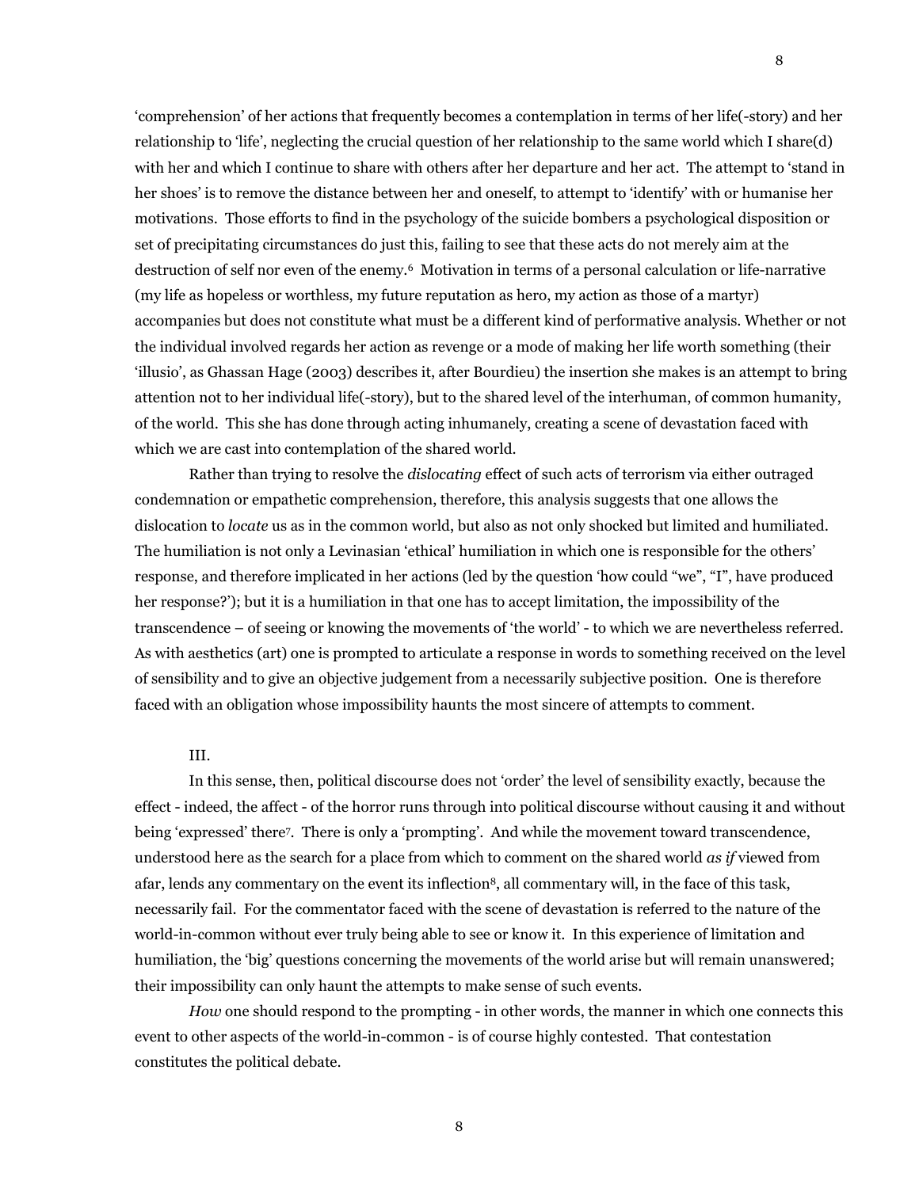'comprehension' of her actions that frequently becomes a contemplation in terms of her life(-story) and her relationship to 'life', neglecting the crucial question of her relationship to the same world which I share(d) with her and which I continue to share with others after her departure and her act. The attempt to 'stand in her shoes' is to remove the distance between her and oneself, to attempt to 'identify' with or humanise her motivations. Those efforts to find in the psychology of the suicide bombers a psychological disposition or set of precipitating circumstances do just this, failing to see that these acts do not merely aim at the destruction of self nor even of the enemy.[6] Motivation in terms of a personal calculation or life-narrative (my life as hopeless or worthless, my future reputation as hero, my action as those of a martyr) accompanies but does not constitute what must be a different kind of performative analysis. Whether or not the individual involved regards her action as revenge or a mode of making her life worth something (their 'illusio', as Ghassan Hage (2003) describes it, after Bourdieu) the insertion she makes is an attempt to bring attention not to her individual life(-story), but to the shared level of the interhuman, of common humanity, of the world. This she has done through acting inhumanely, creating a scene of devastation faced with which we are cast into contemplation of the shared world.

Rather than trying to resolve the *dislocating* effect of such acts of terrorism via either outraged condemnation or empathetic comprehension, therefore, this analysis suggests that one allows the dislocation to *locate* us as in the common world, but also as not only shocked but limited and humiliated. The humiliation is not only a Levinasian 'ethical' humiliation in which one is responsible for the others' response, and therefore implicated in her actions (led by the question 'how could "we", "I", have produced her response?'); but it is a humiliation in that one has to accept limitation, the impossibility of the transcendence – of seeing or knowing the movements of 'the world' - to which we are nevertheless referred. As with aesthetics (art) one is prompted to articulate a response in words to something received on the level of sensibility and to give an objective judgement from a necessarily subjective position. One is therefore faced with an obligation whose impossibility haunts the most sincere of attempts to comment.

III.

In this sense, then, political discourse does not 'order' the level of sensibility exactly, because the effect - indeed, the affect - of the horror runs through into political discourse without causing it and without being 'expressed' there[7]. There is only a 'prompting'. And while the movement toward transcendence, understood here as the search for a place from which to comment on the shared world *as if* viewed from afar, lends any commentary on the event its inflection[8], all commentary will, in the face of this task, necessarily fail. For the commentator faced with the scene of devastation is referred to the nature of the world-in-common without ever truly being able to see or know it. In this experience of limitation and humiliation, the 'big' questions concerning the movements of the world arise but will remain unanswered; their impossibility can only haunt the attempts to make sense of such events.

*How* one should respond to the prompting - in other words, the manner in which one connects this event to other aspects of the world-in-common - is of course highly contested. That contestation constitutes the political debate.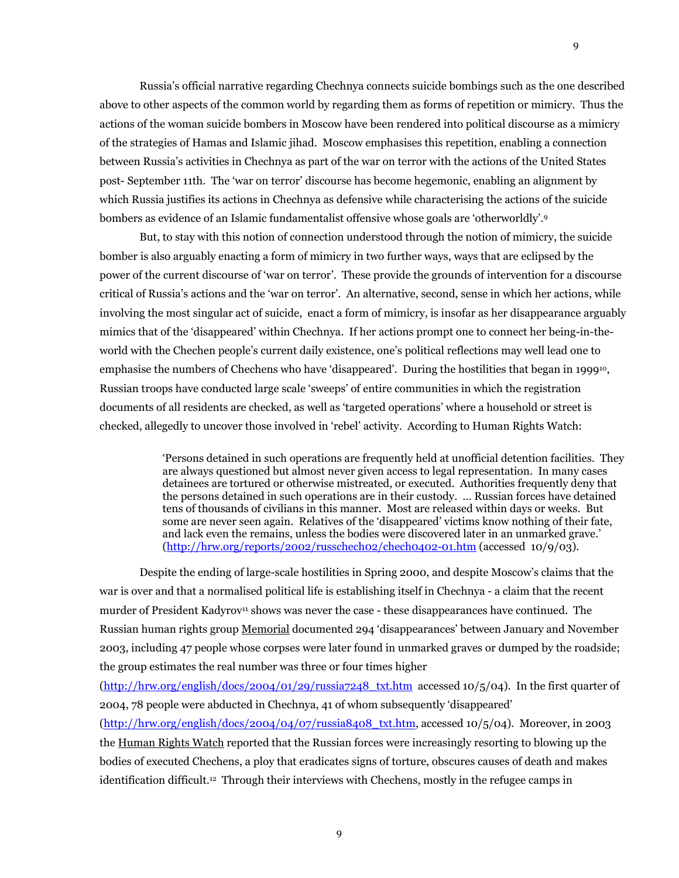Russia's official narrative regarding Chechnya connects suicide bombings such as the one described above to other aspects of the common world by regarding them as forms of repetition or mimicry. Thus the actions of the woman suicide bombers in Moscow have been rendered into political discourse as a mimicry of the strategies of Hamas and Islamic jihad. Moscow emphasises this repetition, enabling a connection between Russia's activities in Chechnya as part of the war on terror with the actions of the United States post- September 11th. The 'war on terror' discourse has become hegemonic, enabling an alignment by which Russia justifies its actions in Chechnya as defensive while characterising the actions of the suicide bombers as evidence of an Islamic fundamentalist offensive whose goals are 'otherworldly'.[9]

But, to stay with this notion of connection understood through the notion of mimicry, the suicide bomber is also arguably enacting a form of mimicry in two further ways, ways that are eclipsed by the power of the current discourse of 'war on terror'. These provide the grounds of intervention for a discourse critical of Russia's actions and the 'war on terror'. An alternative, second, sense in which her actions, while involving the most singular act of suicide, enact a form of mimicry, is insofar as her disappearance arguably mimics that of the 'disappeared' within Chechnya. If her actions prompt one to connect her being-in-the-world with the Chechen people's current daily existence, one's political reflections may well lead one to emphasise the numbers of Chechens who have 'disappeared'. During the hostilities that began in 1999[10], Russian troops have conducted large scale 'sweeps' of entire communities in which the registration documents of all residents are checked, as well as 'targeted operations' where a household or street is checked, allegedly to uncover those involved in 'rebel' activity. According to Human Rights Watch:

> 'Persons detained in such operations are frequently held at unofficial detention facilities. They are always questioned but almost never given access to legal representation. In many cases detainees are tortured or otherwise mistreated, or executed. Authorities frequently deny that the persons detained in such operations are in their custody. ... Russian forces have detained tens of thousands of civilians in this manner. Most are released within days or weeks. But some are never seen again. Relatives of the 'disappeared' victims know nothing of their fate, and lack even the remains, unless the bodies were discovered later in an unmarked grave.' (http://hrw.org/reports/2002/russchech02/chech0402-01.htm (accessed 10/9/03).

Despite the ending of large-scale hostilities in Spring 2000, and despite Moscow's claims that the war is over and that a normalised political life is establishing itself in Chechnya - a claim that the recent murder of President Kadyrov[11] shows was never the case - these disappearances have continued. The Russian human rights group Memorial documented 294 'disappearances' between January and November 2003, including 47 people whose corpses were later found in unmarked graves or dumped by the roadside; the group estimates the real number was three or four times higher (http://hrw.org/english/docs/2004/01/29/russia7248_txt.htm accessed 10/5/04). In the first quarter of 2004, 78 people were abducted in Chechnya, 41 of whom subsequently 'disappeared' (http://hrw.org/english/docs/2004/04/07/russia8408_txt.htm, accessed 10/5/04). Moreover, in 2003 the Human Rights Watch reported that the Russian forces were increasingly resorting to blowing up the bodies of executed Chechens, a ploy that eradicates signs of torture, obscures causes of death and makes identification difficult.[12] Through their interviews with Chechens, mostly in the refugee camps in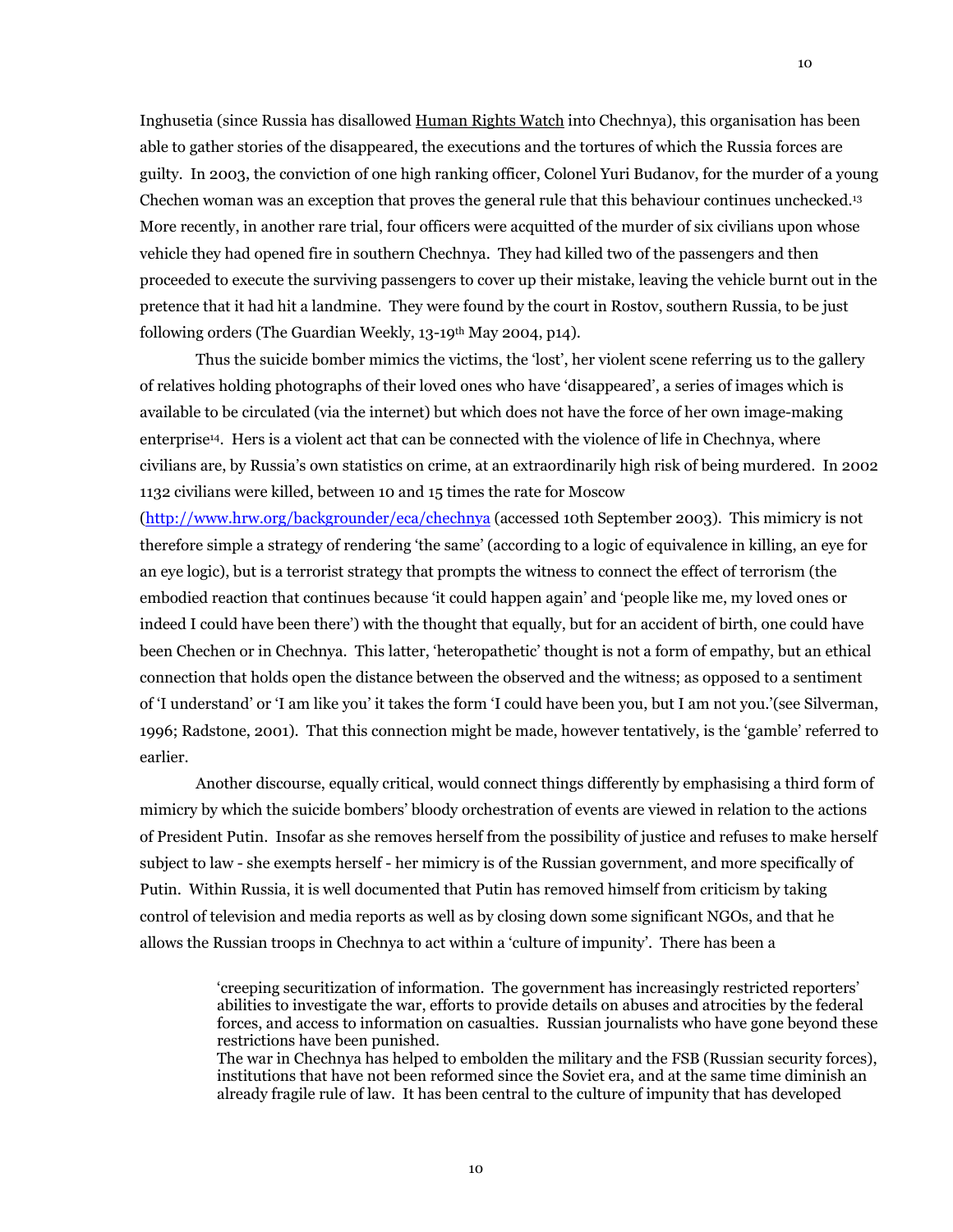Inghusetia (since Russia has disallowed Human Rights Watch into Chechnya), this organisation has been able to gather stories of the disappeared, the executions and the tortures of which the Russia forces are guilty. In 2003, the conviction of one high ranking officer, Colonel Yuri Budanov, for the murder of a young Chechen woman was an exception that proves the general rule that this behaviour continues unchecked.[13] More recently, in another rare trial, four officers were acquitted of the murder of six civilians upon whose vehicle they had opened fire in southern Chechnya. They had killed two of the passengers and then proceeded to execute the surviving passengers to cover up their mistake, leaving the vehicle burnt out in the pretence that it had hit a landmine. They were found by the court in Rostov, southern Russia, to be just following orders (The Guardian Weekly, 13-19th May 2004, p14).

Thus the suicide bomber mimics the victims, the 'lost', her violent scene referring us to the gallery of relatives holding photographs of their loved ones who have 'disappeared', a series of images which is available to be circulated (via the internet) but which does not have the force of her own image-making enterprise[14]. Hers is a violent act that can be connected with the violence of life in Chechnya, where civilians are, by Russia's own statistics on crime, at an extraordinarily high risk of being murdered. In 2002 1132 civilians were killed, between 10 and 15 times the rate for Moscow (http://www.hrw.org/backgrounder/eca/chechnya (accessed 10th September 2003). This mimicry is not therefore simple a strategy of rendering 'the same' (according to a logic of equivalence in killing, an eye for an eye logic), but is a terrorist strategy that prompts the witness to connect the effect of terrorism (the embodied reaction that continues because 'it could happen again' and 'people like me, my loved ones or indeed I could have been there') with the thought that equally, but for an accident of birth, one could have been Chechen or in Chechnya. This latter, 'heteropathetic' thought is not a form of empathy, but an ethical connection that holds open the distance between the observed and the witness; as opposed to a sentiment of 'I understand' or 'I am like you' it takes the form 'I could have been you, but I am not you.'(see Silverman, 1996; Radstone, 2001). That this connection might be made, however tentatively, is the 'gamble' referred to earlier.

Another discourse, equally critical, would connect things differently by emphasising a third form of mimicry by which the suicide bombers' bloody orchestration of events are viewed in relation to the actions of President Putin. Insofar as she removes herself from the possibility of justice and refuses to make herself subject to law - she exempts herself - her mimicry is of the Russian government, and more specifically of Putin. Within Russia, it is well documented that Putin has removed himself from criticism by taking control of television and media reports as well as by closing down some significant NGOs, and that he allows the Russian troops in Chechnya to act within a 'culture of impunity'. There has been a

> 'creeping securitization of information. The government has increasingly restricted reporters' abilities to investigate the war, efforts to provide details on abuses and atrocities by the federal forces, and access to information on casualties. Russian journalists who have gone beyond these restrictions have been punished.
>
> The war in Chechnya has helped to embolden the military and the FSB (Russian security forces), institutions that have not been reformed since the Soviet era, and at the same time diminish an already fragile rule of law. It has been central to the culture of impunity that has developed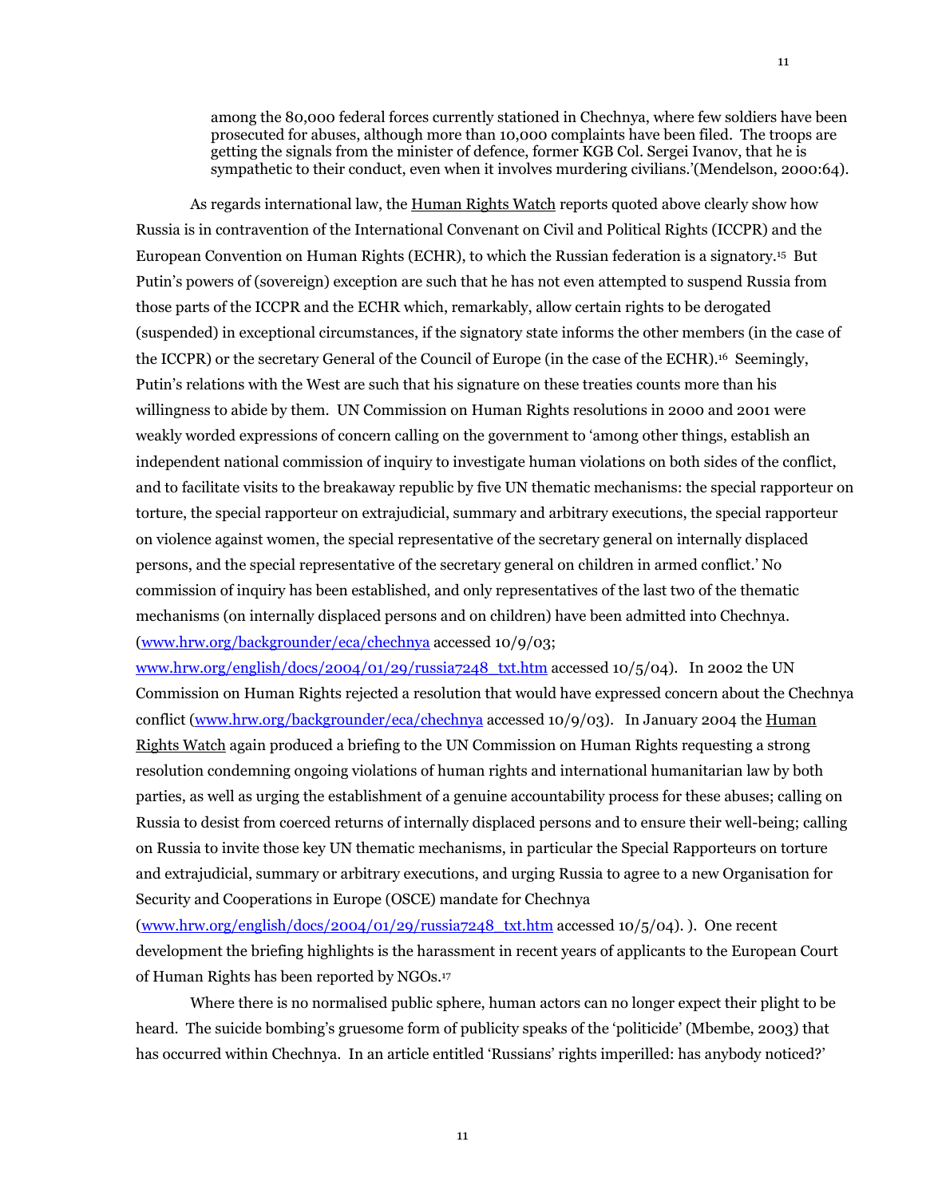> among the 80,000 federal forces currently stationed in Chechnya, where few soldiers have been prosecuted for abuses, although more than 10,000 complaints have been filed. The troops are getting the signals from the minister of defence, former KGB Col. Sergei Ivanov, that he is sympathetic to their conduct, even when it involves murdering civilians.'(Mendelson, 2000:64).

As regards international law, the Human Rights Watch reports quoted above clearly show how Russia is in contravention of the International Convenant on Civil and Political Rights (ICCPR) and the European Convention on Human Rights (ECHR), to which the Russian federation is a signatory.[15] But Putin's powers of (sovereign) exception are such that he has not even attempted to suspend Russia from those parts of the ICCPR and the ECHR which, remarkably, allow certain rights to be derogated (suspended) in exceptional circumstances, if the signatory state informs the other members (in the case of the ICCPR) or the secretary General of the Council of Europe (in the case of the ECHR).[16] Seemingly, Putin's relations with the West are such that his signature on these treaties counts more than his willingness to abide by them. UN Commission on Human Rights resolutions in 2000 and 2001 were weakly worded expressions of concern calling on the government to 'among other things, establish an independent national commission of inquiry to investigate human violations on both sides of the conflict, and to facilitate visits to the breakaway republic by five UN thematic mechanisms: the special rapporteur on torture, the special rapporteur on extrajudicial, summary and arbitrary executions, the special rapporteur on violence against women, the special representative of the secretary general on internally displaced persons, and the special representative of the secretary general on children in armed conflict.' No commission of inquiry has been established, and only representatives of the last two of the thematic mechanisms (on internally displaced persons and on children) have been admitted into Chechnya. (www.hrw.org/backgrounder/eca/chechnya accessed 10/9/03; www.hrw.org/english/docs/2004/01/29/russia7248_txt.htm accessed 10/5/04). In 2002 the UN Commission on Human Rights rejected a resolution that would have expressed concern about the Chechnya conflict (www.hrw.org/backgrounder/eca/chechnya accessed 10/9/03). In January 2004 the Human Rights Watch again produced a briefing to the UN Commission on Human Rights requesting a strong resolution condemning ongoing violations of human rights and international humanitarian law by both parties, as well as urging the establishment of a genuine accountability process for these abuses; calling on Russia to desist from coerced returns of internally displaced persons and to ensure their well-being; calling on Russia to invite those key UN thematic mechanisms, in particular the Special Rapporteurs on torture and extrajudicial, summary or arbitrary executions, and urging Russia to agree to a new Organisation for Security and Cooperations in Europe (OSCE) mandate for Chechnya (www.hrw.org/english/docs/2004/01/29/russia7248_txt.htm accessed 10/5/04). ). One recent development the briefing highlights is the harassment in recent years of applicants to the European Court of Human Rights has been reported by NGOs.[17]

Where there is no normalised public sphere, human actors can no longer expect their plight to be heard. The suicide bombing's gruesome form of publicity speaks of the 'politicide' (Mbembe, 2003) that has occurred within Chechnya. In an article entitled 'Russians' rights imperilled: has anybody noticed?'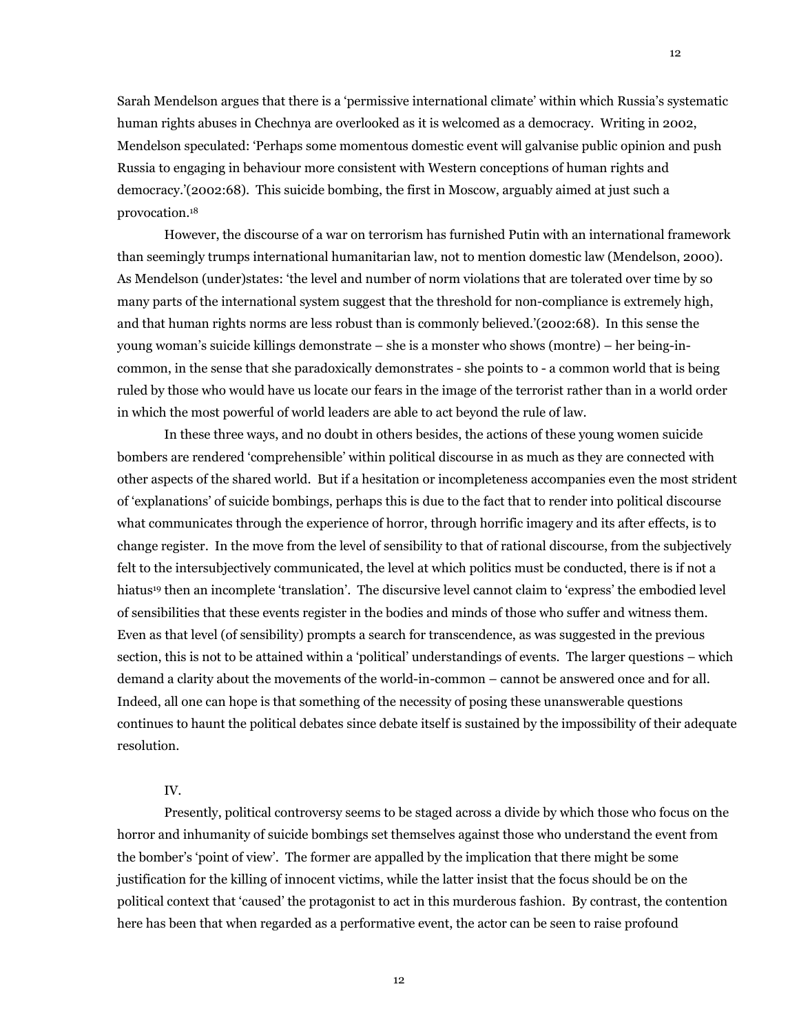Sarah Mendelson argues that there is a 'permissive international climate' within which Russia's systematic human rights abuses in Chechnya are overlooked as it is welcomed as a democracy. Writing in 2002, Mendelson speculated: 'Perhaps some momentous domestic event will galvanise public opinion and push Russia to engaging in behaviour more consistent with Western conceptions of human rights and democracy.'(2002:68). This suicide bombing, the first in Moscow, arguably aimed at just such a provocation.[18]

However, the discourse of a war on terrorism has furnished Putin with an international framework than seemingly trumps international humanitarian law, not to mention domestic law (Mendelson, 2000). As Mendelson (under)states: 'the level and number of norm violations that are tolerated over time by so many parts of the international system suggest that the threshold for non-compliance is extremely high, and that human rights norms are less robust than is commonly believed.'(2002:68). In this sense the young woman's suicide killings demonstrate – she is a monster who shows (montre) – her being-in-common, in the sense that she paradoxically demonstrates - she points to - a common world that is being ruled by those who would have us locate our fears in the image of the terrorist rather than in a world order in which the most powerful of world leaders are able to act beyond the rule of law.

In these three ways, and no doubt in others besides, the actions of these young women suicide bombers are rendered 'comprehensible' within political discourse in as much as they are connected with other aspects of the shared world. But if a hesitation or incompleteness accompanies even the most strident of 'explanations' of suicide bombings, perhaps this is due to the fact that to render into political discourse what communicates through the experience of horror, through horrific imagery and its after effects, is to change register. In the move from the level of sensibility to that of rational discourse, from the subjectively felt to the intersubjectively communicated, the level at which politics must be conducted, there is if not a hiatus[19] then an incomplete 'translation'. The discursive level cannot claim to 'express' the embodied level of sensibilities that these events register in the bodies and minds of those who suffer and witness them. Even as that level (of sensibility) prompts a search for transcendence, as was suggested in the previous section, this is not to be attained within a 'political' understandings of events. The larger questions – which demand a clarity about the movements of the world-in-common – cannot be answered once and for all. Indeed, all one can hope is that something of the necessity of posing these unanswerable questions continues to haunt the political debates since debate itself is sustained by the impossibility of their adequate resolution.

## IV.

Presently, political controversy seems to be staged across a divide by which those who focus on the horror and inhumanity of suicide bombings set themselves against those who understand the event from the bomber's 'point of view'. The former are appalled by the implication that there might be some justification for the killing of innocent victims, while the latter insist that the focus should be on the political context that 'caused' the protagonist to act in this murderous fashion. By contrast, the contention here has been that when regarded as a performative event, the actor can be seen to raise profound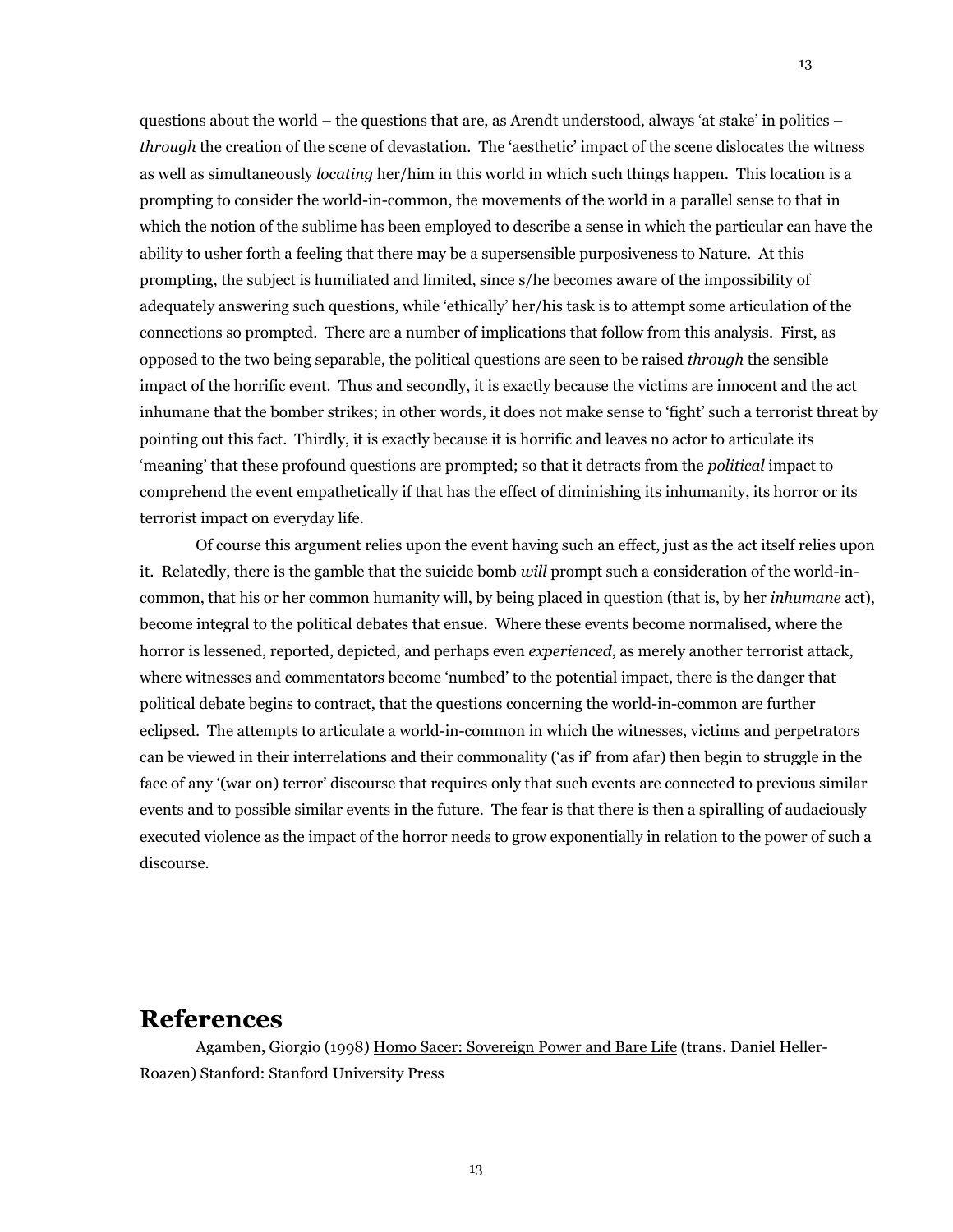questions about the world – the questions that are, as Arendt understood, always 'at stake' in politics – *through* the creation of the scene of devastation. The 'aesthetic' impact of the scene dislocates the witness as well as simultaneously *locating* her/him in this world in which such things happen. This location is a prompting to consider the world-in-common, the movements of the world in a parallel sense to that in which the notion of the sublime has been employed to describe a sense in which the particular can have the ability to usher forth a feeling that there may be a supersensible purposiveness to Nature. At this prompting, the subject is humiliated and limited, since s/he becomes aware of the impossibility of adequately answering such questions, while 'ethically' her/his task is to attempt some articulation of the connections so prompted. There are a number of implications that follow from this analysis. First, as opposed to the two being separable, the political questions are seen to be raised *through* the sensible impact of the horrific event. Thus and secondly, it is exactly because the victims are innocent and the act inhumane that the bomber strikes; in other words, it does not make sense to 'fight' such a terrorist threat by pointing out this fact. Thirdly, it is exactly because it is horrific and leaves no actor to articulate its 'meaning' that these profound questions are prompted; so that it detracts from the *political* impact to comprehend the event empathetically if that has the effect of diminishing its inhumanity, its horror or its terrorist impact on everyday life.

Of course this argument relies upon the event having such an effect, just as the act itself relies upon it. Relatedly, there is the gamble that the suicide bomb *will* prompt such a consideration of the world-in-common, that his or her common humanity will, by being placed in question (that is, by her *inhumane* act), become integral to the political debates that ensue. Where these events become normalised, where the horror is lessened, reported, depicted, and perhaps even *experienced*, as merely another terrorist attack, where witnesses and commentators become 'numbed' to the potential impact, there is the danger that political debate begins to contract, that the questions concerning the world-in-common are further eclipsed. The attempts to articulate a world-in-common in which the witnesses, victims and perpetrators can be viewed in their interrelations and their commonality ('as if' from afar) then begin to struggle in the face of any '(war on) terror' discourse that requires only that such events are connected to previous similar events and to possible similar events in the future. The fear is that there is then a spiralling of audaciously executed violence as the impact of the horror needs to grow exponentially in relation to the power of such a discourse.

# References

Agamben, Giorgio (1998) Homo Sacer: Sovereign Power and Bare Life (trans. Daniel Heller-Roazen) Stanford: Stanford University Press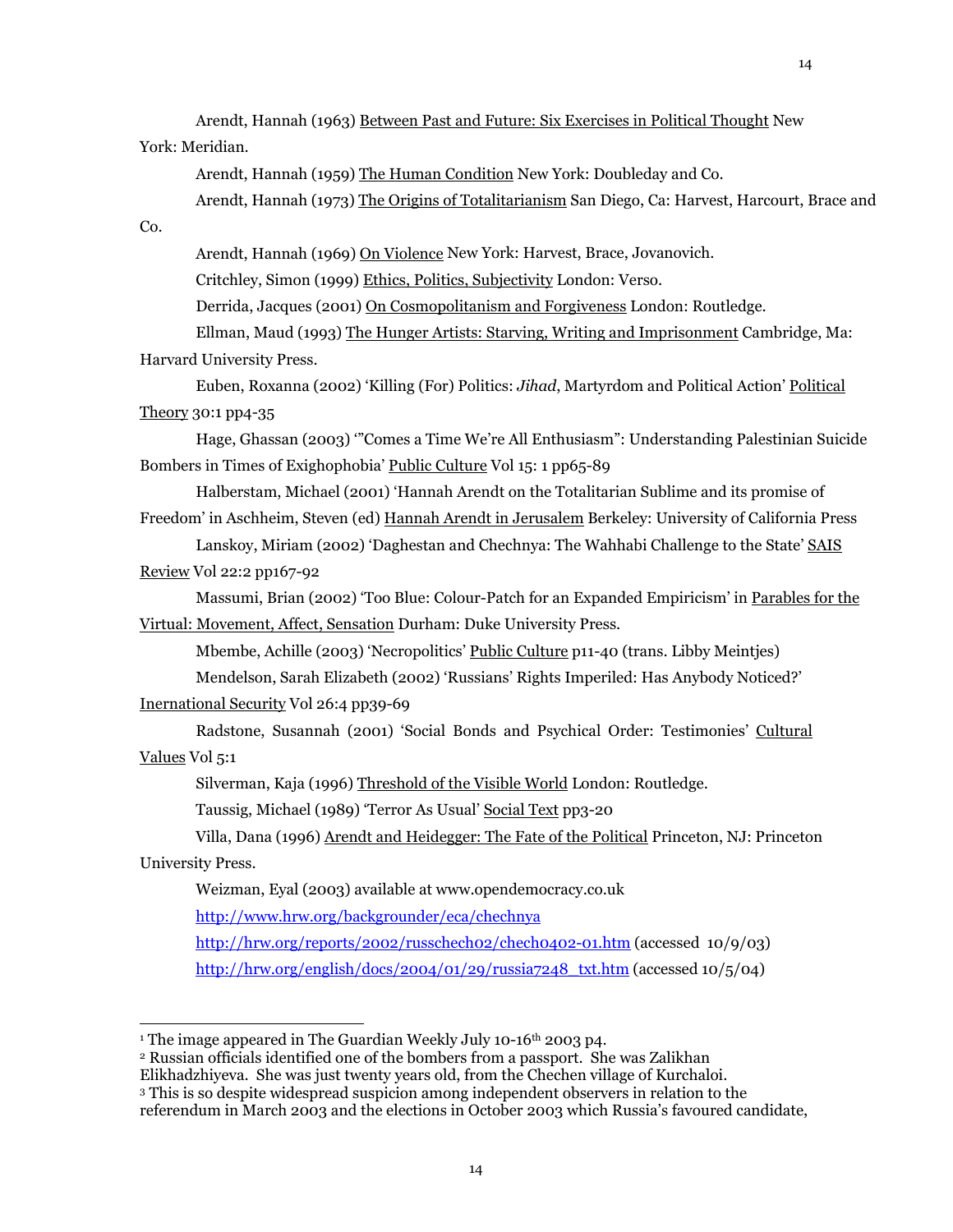Arendt, Hannah (1963) Between Past and Future: Six Exercises in Political Thought New York: Meridian.

Arendt, Hannah (1959) The Human Condition New York: Doubleday and Co.

Arendt, Hannah (1973) The Origins of Totalitarianism San Diego, Ca: Harvest, Harcourt, Brace and Co.

Arendt, Hannah (1969) On Violence New York: Harvest, Brace, Jovanovich.

Critchley, Simon (1999) Ethics, Politics, Subjectivity London: Verso.

Derrida, Jacques (2001) On Cosmopolitanism and Forgiveness London: Routledge.

Ellman, Maud (1993) The Hunger Artists: Starving, Writing and Imprisonment Cambridge, Ma: Harvard University Press.

Euben, Roxanna (2002) 'Killing (For) Politics: *Jihad*, Martyrdom and Political Action' Political Theory 30:1 pp4-35

Hage, Ghassan (2003) '"Comes a Time We're All Enthusiasm": Understanding Palestinian Suicide Bombers in Times of Exighophobia' Public Culture Vol 15: 1 pp65-89

Halberstam, Michael (2001) 'Hannah Arendt on the Totalitarian Sublime and its promise of Freedom' in Aschheim, Steven (ed) Hannah Arendt in Jerusalem Berkeley: University of California Press

Lanskoy, Miriam (2002) 'Daghestan and Chechnya: The Wahhabi Challenge to the State' SAIS Review Vol 22:2 pp167-92

Massumi, Brian (2002) 'Too Blue: Colour-Patch for an Expanded Empiricism' in Parables for the Virtual: Movement, Affect, Sensation Durham: Duke University Press.

Mbembe, Achille (2003) 'Necropolitics' Public Culture p11-40 (trans. Libby Meintjes)

Mendelson, Sarah Elizabeth (2002) 'Russians' Rights Imperiled: Has Anybody Noticed?' Inernational Security Vol 26:4 pp39-69

Radstone, Susannah (2001) 'Social Bonds and Psychical Order: Testimonies' Cultural Values Vol 5:1

Silverman, Kaja (1996) Threshold of the Visible World London: Routledge.

Taussig, Michael (1989) 'Terror As Usual' Social Text pp3-20

Villa, Dana (1996) Arendt and Heidegger: The Fate of the Political Princeton, NJ: Princeton University Press.

Weizman, Eyal (2003) available at www.opendemocracy.co.uk

http://www.hrw.org/backgrounder/eca/chechnya

http://hrw.org/reports/2002/russchech02/chech0402-01.htm (accessed 10/9/03)

http://hrw.org/english/docs/2004/01/29/russia7248_txt.htm (accessed 10/5/04)

---

[1] The image appeared in The Guardian Weekly July 10-16th 2003 p4.

[2] Russian officials identified one of the bombers from a passport. She was Zalikhan Elikhadzhiyeva. She was just twenty years old, from the Chechen village of Kurchaloi.

[3] This is so despite widespread suspicion among independent observers in relation to the referendum in March 2003 and the elections in October 2003 which Russia's favoured candidate,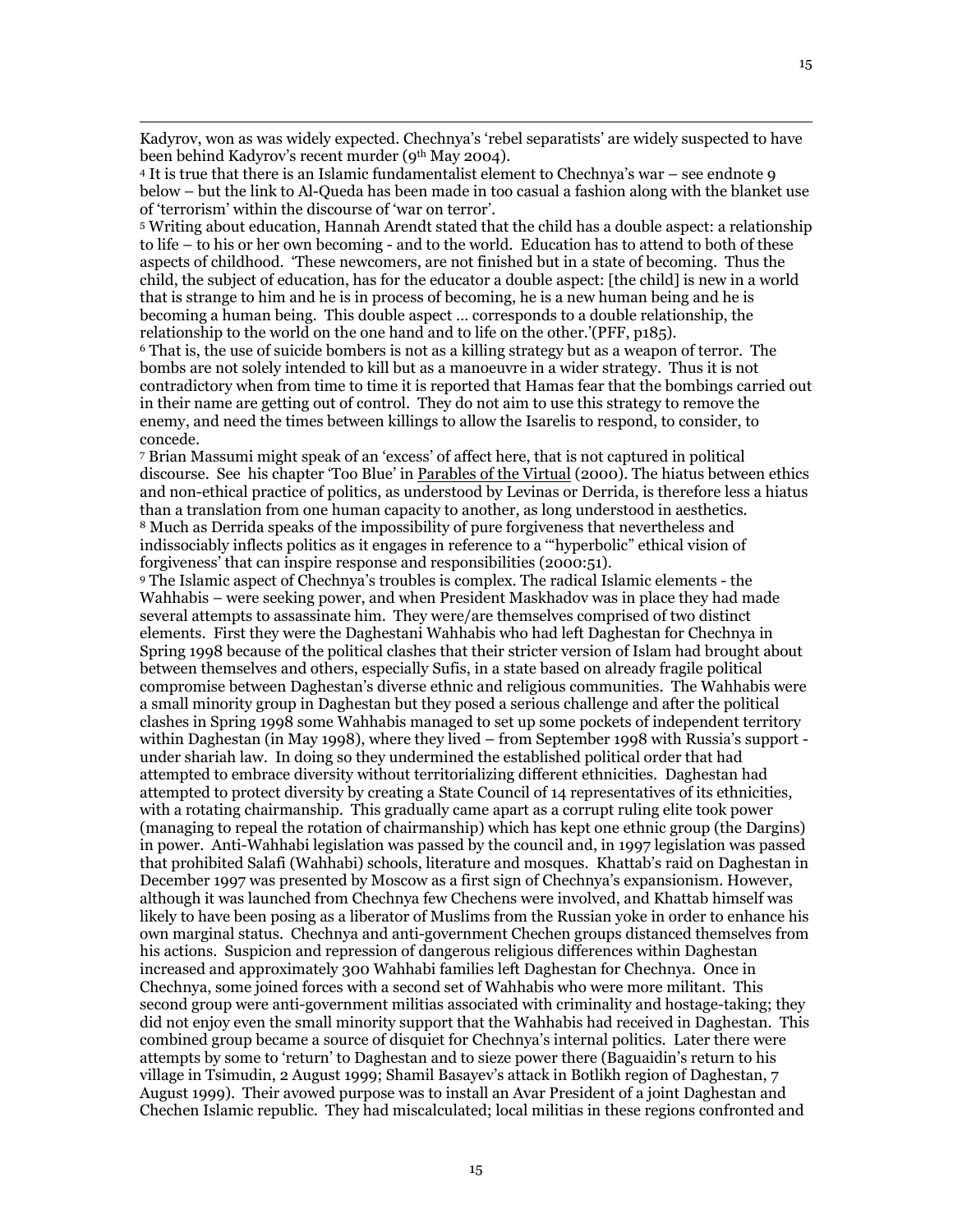Kadyrov, won as was widely expected. Chechnya's 'rebel separatists' are widely suspected to have been behind Kadyrov's recent murder (9th May 2004).

[4] It is true that there is an Islamic fundamentalist element to Chechnya's war – see endnote 9 below – but the link to Al-Queda has been made in too casual a fashion along with the blanket use of 'terrorism' within the discourse of 'war on terror'.

[5] Writing about education, Hannah Arendt stated that the child has a double aspect: a relationship to life – to his or her own becoming - and to the world. Education has to attend to both of these aspects of childhood. 'These newcomers, are not finished but in a state of becoming. Thus the child, the subject of education, has for the educator a double aspect: [the child] is new in a world that is strange to him and he is in process of becoming, he is a new human being and he is becoming a human being. This double aspect … corresponds to a double relationship, the relationship to the world on the one hand and to life on the other.'(PFF, p185).

[6] That is, the use of suicide bombers is not as a killing strategy but as a weapon of terror. The bombs are not solely intended to kill but as a manoeuvre in a wider strategy. Thus it is not contradictory when from time to time it is reported that Hamas fear that the bombings carried out in their name are getting out of control. They do not aim to use this strategy to remove the enemy, and need the times between killings to allow the Isarelis to respond, to consider, to concede.

[7] Brian Massumi might speak of an 'excess' of affect here, that is not captured in political discourse. See his chapter 'Too Blue' in Parables of the Virtual (2000). The hiatus between ethics and non-ethical practice of politics, as understood by Levinas or Derrida, is therefore less a hiatus than a translation from one human capacity to another, as long understood in aesthetics.

[8] Much as Derrida speaks of the impossibility of pure forgiveness that nevertheless and indissociably inflects politics as it engages in reference to a '"hyperbolic" ethical vision of forgiveness' that can inspire response and responsibilities (2000:51).

[9] The Islamic aspect of Chechnya's troubles is complex. The radical Islamic elements - the Wahhabis – were seeking power, and when President Maskhadov was in place they had made several attempts to assassinate him. They were/are themselves comprised of two distinct elements. First they were the Daghestani Wahhabis who had left Daghestan for Chechnya in Spring 1998 because of the political clashes that their stricter version of Islam had brought about between themselves and others, especially Sufis, in a state based on already fragile political compromise between Daghestan's diverse ethnic and religious communities. The Wahhabis were a small minority group in Daghestan but they posed a serious challenge and after the political clashes in Spring 1998 some Wahhabis managed to set up some pockets of independent territory within Daghestan (in May 1998), where they lived – from September 1998 with Russia's support - under shariah law. In doing so they undermined the established political order that had attempted to embrace diversity without territorializing different ethnicities. Daghestan had attempted to protect diversity by creating a State Council of 14 representatives of its ethnicities, with a rotating chairmanship. This gradually came apart as a corrupt ruling elite took power (managing to repeal the rotation of chairmanship) which has kept one ethnic group (the Dargins) in power. Anti-Wahhabi legislation was passed by the council and, in 1997 legislation was passed that prohibited Salafi (Wahhabi) schools, literature and mosques. Khattab's raid on Daghestan in December 1997 was presented by Moscow as a first sign of Chechnya's expansionism. However, although it was launched from Chechnya few Chechens were involved, and Khattab himself was likely to have been posing as a liberator of Muslims from the Russian yoke in order to enhance his own marginal status. Chechnya and anti-government Chechen groups distanced themselves from his actions. Suspicion and repression of dangerous religious differences within Daghestan increased and approximately 300 Wahhabi families left Daghestan for Chechnya. Once in Chechnya, some joined forces with a second set of Wahhabis who were more militant. This second group were anti-government militias associated with criminality and hostage-taking; they did not enjoy even the small minority support that the Wahhabis had received in Daghestan. This combined group became a source of disquiet for Chechnya's internal politics. Later there were attempts by some to 'return' to Daghestan and to sieze power there (Baguaidin's return to his village in Tsimudin, 2 August 1999; Shamil Basayev's attack in Botlikh region of Daghestan, 7 August 1999). Their avowed purpose was to install an Avar President of a joint Daghestan and Chechen Islamic republic. They had miscalculated; local militias in these regions confronted and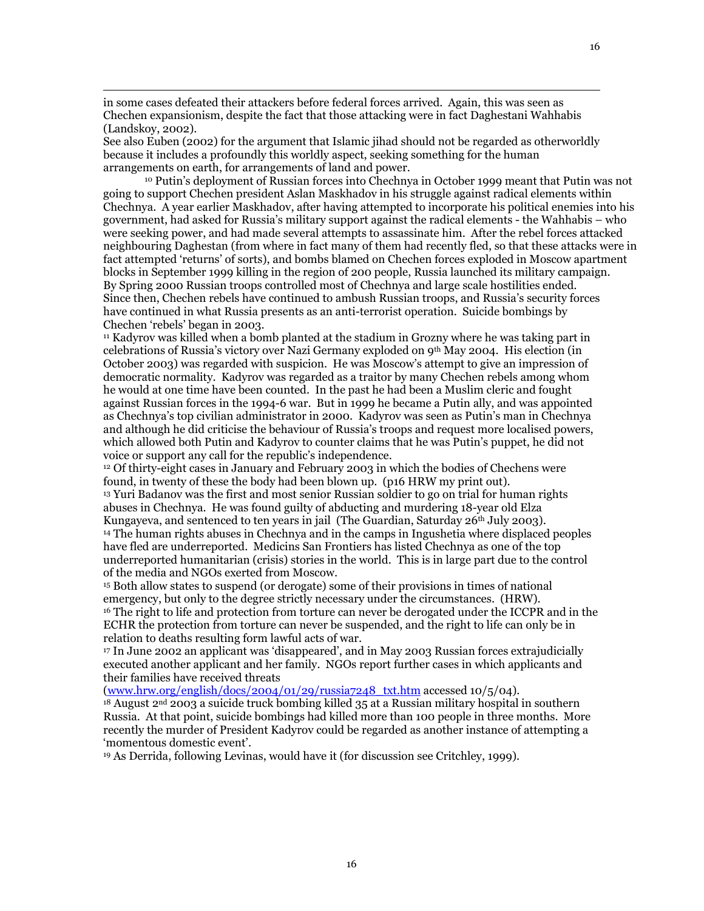in some cases defeated their attackers before federal forces arrived. Again, this was seen as Chechen expansionism, despite the fact that those attacking were in fact Daghestani Wahhabis (Landskoy, 2002).

See also Euben (2002) for the argument that Islamic jihad should not be regarded as otherworldly because it includes a profoundly this worldly aspect, seeking something for the human arrangements on earth, for arrangements of land and power.

[10] Putin's deployment of Russian forces into Chechnya in October 1999 meant that Putin was not going to support Chechen president Aslan Maskhadov in his struggle against radical elements within Chechnya. A year earlier Maskhadov, after having attempted to incorporate his political enemies into his government, had asked for Russia's military support against the radical elements - the Wahhabis – who were seeking power, and had made several attempts to assassinate him. After the rebel forces attacked neighbouring Daghestan (from where in fact many of them had recently fled, so that these attacks were in fact attempted 'returns' of sorts), and bombs blamed on Chechen forces exploded in Moscow apartment blocks in September 1999 killing in the region of 200 people, Russia launched its military campaign. By Spring 2000 Russian troops controlled most of Chechnya and large scale hostilities ended. Since then, Chechen rebels have continued to ambush Russian troops, and Russia's security forces have continued in what Russia presents as an anti-terrorist operation. Suicide bombings by Chechen 'rebels' began in 2003.

[11] Kadyrov was killed when a bomb planted at the stadium in Grozny where he was taking part in celebrations of Russia's victory over Nazi Germany exploded on 9th May 2004. His election (in October 2003) was regarded with suspicion. He was Moscow's attempt to give an impression of democratic normality. Kadyrov was regarded as a traitor by many Chechen rebels among whom he would at one time have been counted. In the past he had been a Muslim cleric and fought against Russian forces in the 1994-6 war. But in 1999 he became a Putin ally, and was appointed as Chechnya's top civilian administrator in 2000. Kadyrov was seen as Putin's man in Chechnya and although he did criticise the behaviour of Russia's troops and request more localised powers, which allowed both Putin and Kadyrov to counter claims that he was Putin's puppet, he did not voice or support any call for the republic's independence.

[12] Of thirty-eight cases in January and February 2003 in which the bodies of Chechens were found, in twenty of these the body had been blown up. (p16 HRW my print out).

[13] Yuri Badanov was the first and most senior Russian soldier to go on trial for human rights abuses in Chechnya. He was found guilty of abducting and murdering 18-year old Elza Kungayeva, and sentenced to ten years in jail (The Guardian, Saturday 26th July 2003).

[14] The human rights abuses in Chechnya and in the camps in Ingushetia where displaced peoples have fled are underreported. Medicins San Frontiers has listed Chechnya as one of the top underreported humanitarian (crisis) stories in the world. This is in large part due to the control of the media and NGOs exerted from Moscow.

[15] Both allow states to suspend (or derogate) some of their provisions in times of national emergency, but only to the degree strictly necessary under the circumstances. (HRW).

[16] The right to life and protection from torture can never be derogated under the ICCPR and in the ECHR the protection from torture can never be suspended, and the right to life can only be in relation to deaths resulting form lawful acts of war.

[17] In June 2002 an applicant was 'disappeared', and in May 2003 Russian forces extrajudicially executed another applicant and her family. NGOs report further cases in which applicants and their families have received threats (www.hrw.org/english/docs/2004/01/29/russia7248_txt.htm accessed 10/5/04).

[18] August 2nd 2003 a suicide truck bombing killed 35 at a Russian military hospital in southern Russia. At that point, suicide bombings had killed more than 100 people in three months. More recently the murder of President Kadyrov could be regarded as another instance of attempting a 'momentous domestic event'.

[19] As Derrida, following Levinas, would have it (for discussion see Critchley, 1999).